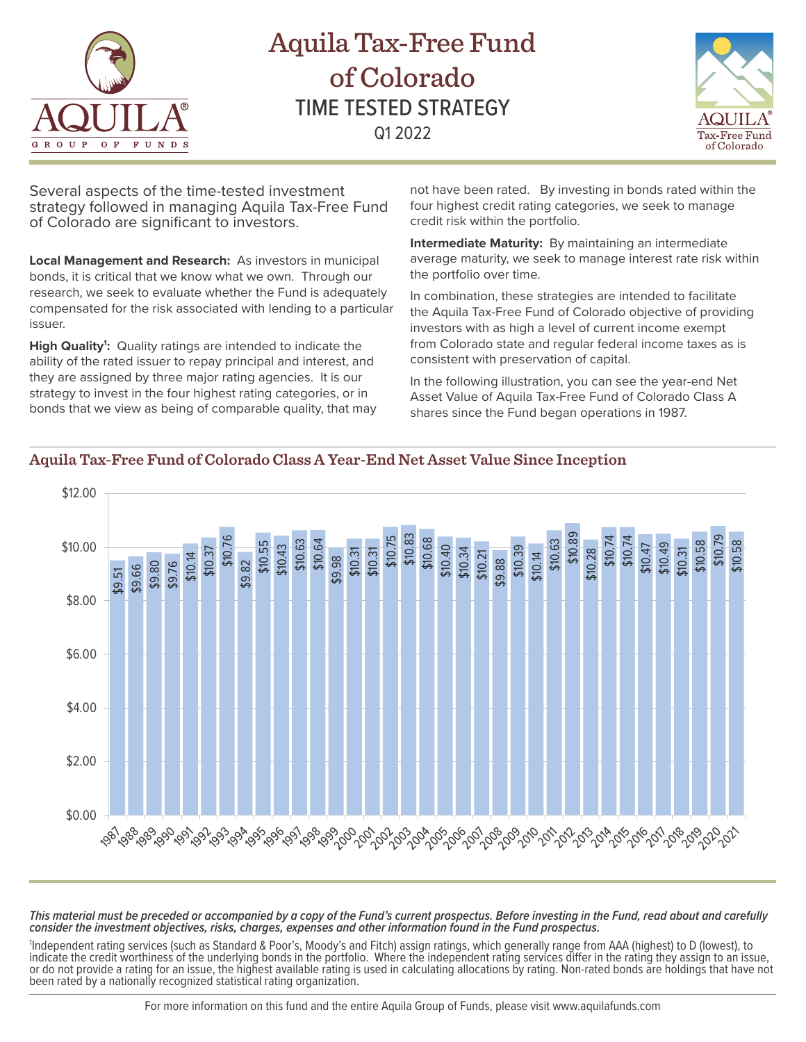# Aquila Tax-Free Fund of Colorado

## TIME TESTED STRATEGY

Q1 2022

Several aspects of the time-tested investment strategy followed in managing Aquila Tax-Free Fund of Colorado are significant to investors.

**Local Management and Research:** As investors in municipal bonds, it is critical that we know what we own. Through our research, we seek to evaluate whether the Fund is adequately compensated for the risk associated with lending to a particular issuer.

**High Quality[1]:** Quality ratings are intended to indicate the ability of the rated issuer to repay principal and interest, and they are assigned by three major rating agencies. It is our strategy to invest in the four highest rating categories, or in bonds that we view as being of comparable quality, that may not have been rated. By investing in bonds rated within the four highest credit rating categories, we seek to manage credit risk within the portfolio.

**Intermediate Maturity:** By maintaining an intermediate average maturity, we seek to manage interest rate risk within the portfolio over time.

In combination, these strategies are intended to facilitate the Aquila Tax-Free Fund of Colorado objective of providing investors with as high a level of current income exempt from Colorado state and regular federal income taxes as is consistent with preservation of capital.

In the following illustration, you can see the year-end Net Asset Value of Aquila Tax-Free Fund of Colorado Class A shares since the Fund began operations in 1987.

### Aquila Tax-Free Fund of Colorado Class A Year-End Net Asset Value Since Inception

| Year | NAV |
|---|---|
| 1987 | $9.51 |
| 1988 | $9.66 |
| 1989 | $9.80 |
| 1990 | $9.76 |
| 1991 | $10.14 |
| 1992 | $10.37 |
| 1993 | $10.76 |
| 1994 | $9.82 |
| 1995 | $10.55 |
| 1996 | $10.43 |
| 1997 | $10.63 |
| 1998 | $10.64 |
| 1999 | $9.98 |
| 2000 | $10.31 |
| 2001 | $10.31 |
| 2002 | $10.75 |
| 2003 | $10.83 |
| 2004 | $10.68 |
| 2005 | $10.40 |
| 2006 | $10.34 |
| 2007 | $10.21 |
| 2008 | $9.88 |
| 2009 | $10.39 |
| 2010 | $10.14 |
| 2011 | $10.63 |
| 2012 | $10.89 |
| 2013 | $10.28 |
| 2014 | $10.74 |
| 2015 | $10.74 |
| 2016 | $10.47 |
| 2017 | $10.49 |
| 2018 | $10.31 |
| 2019 | $10.58 |
| 2020 | $10.79 |
| 2021 | $10.58 |

***This material must be preceded or accompanied by a copy of the Fund's current prospectus. Before investing in the Fund, read about and carefully consider the investment objectives, risks, charges, expenses and other information found in the Fund prospectus.***

[1]Independent rating services (such as Standard & Poor's, Moody's and Fitch) assign ratings, which generally range from AAA (highest) to D (lowest), to indicate the credit worthiness of the underlying bonds in the portfolio. Where the independent rating services differ in the rating they assign to an issue, or do not provide a rating for an issue, the highest available rating is used in calculating allocations by rating. Non-rated bonds are holdings that have not been rated by a nationally recognized statistical rating organization.

For more information on this fund and the entire Aquila Group of Funds, please visit www.aquilafunds.com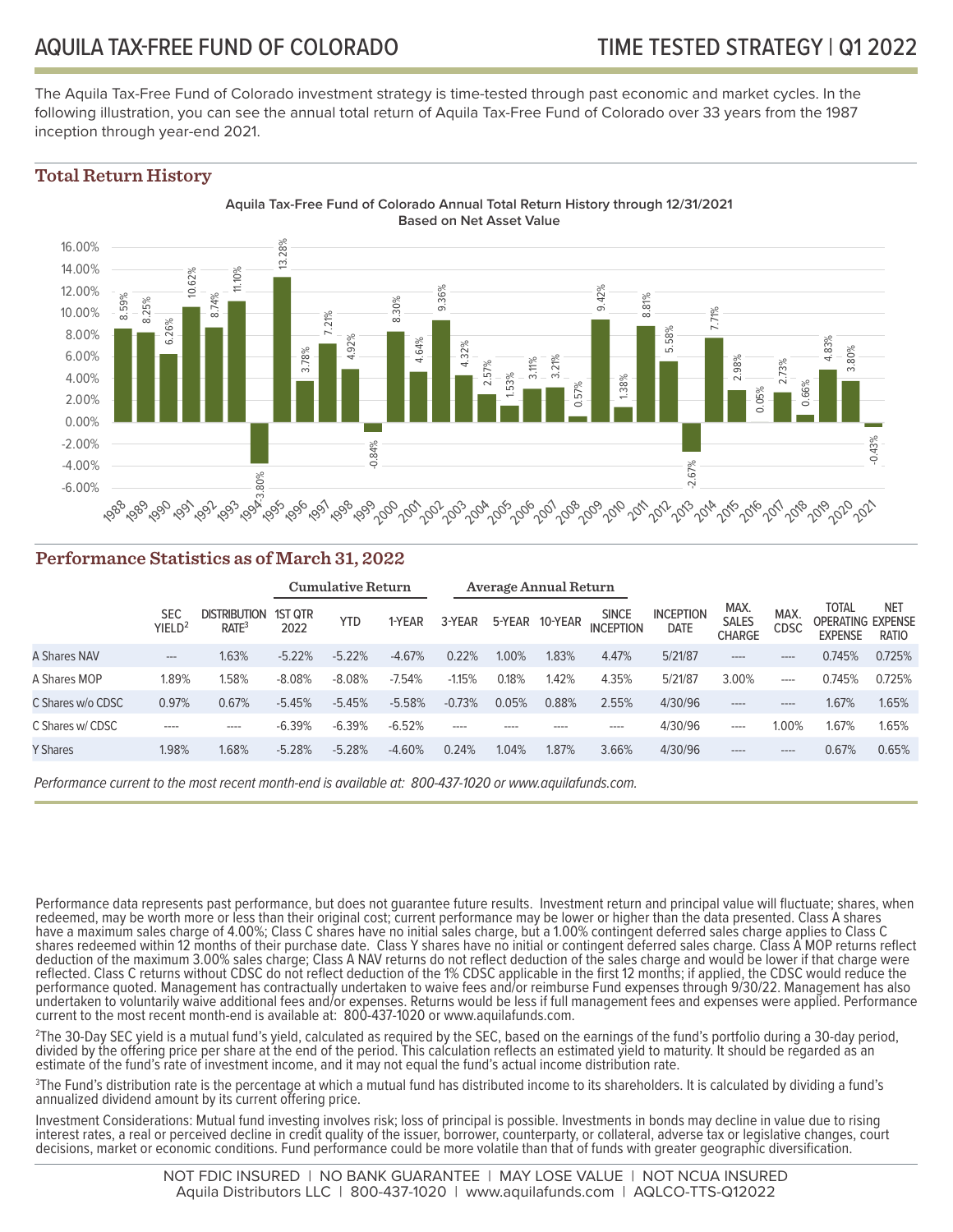# AQUILA TAX-FREE FUND OF COLORADO

# TIME TESTED STRATEGY | Q1 2022

The Aquila Tax-Free Fund of Colorado investment strategy is time-tested through past economic and market cycles. In the following illustration, you can see the annual total return of Aquila Tax-Free Fund of Colorado over 33 years from the 1987 inception through year-end 2021.

## Total Return History

Aquila Tax-Free Fund of Colorado Annual Total Return History through 12/31/2021
Based on Net Asset Value

16.00%
14.00%
12.00%
10.00%
8.00%
6.00%
4.00%
2.00%
0.00%
-2.00%
-4.00%
-6.00%

8.59% 8.25% 6.26% 10.62% 8.74% 11.10% -3.80% 13.28% 3.78% 7.21% 4.92% -0.84% 8.30% 4.64% 9.36% 4.32% 2.57% 1.53% 3.11% 3.21% 0.57% 9.42% 1.38% 8.81% 5.58% -2.67% 7.71% 2.98% 0.05% 2.73% 0.66% 4.83% 3.80% -0.43%

1988 1989 1990 1991 1992 1993 1994 1995 1996 1997 1998 1999 2000 2001 2002 2003 2004 2005 2006 2007 2008 2009 2010 2011 2012 2013 2014 2015 2016 2017 2018 2019 2020 2021

## Performance Statistics as of March 31, 2022

| | | | Cumulative Return | | | Average Annual Return | | | | | | | | |
|---|---|---|---|---|---|---|---|---|---|---|---|---|---|---|
| | SEC YIELD[2] | DISTRIBUTION RATE[3] | 1ST QTR 2022 | YTD | 1-YEAR | 3-YEAR | 5-YEAR | 10-YEAR | SINCE INCEPTION | INCEPTION DATE | MAX. SALES CHARGE | MAX. CDSC | TOTAL OPERATING EXPENSE | NET EXPENSE RATIO |
| A Shares NAV | --- | 1.63% | -5.22% | -5.22% | -4.67% | 0.22% | 1.00% | 1.83% | 4.47% | 5/21/87 | ---- | ---- | 0.745% | 0.725% |
| A Shares MOP | 1.89% | 1.58% | -8.08% | -8.08% | -7.54% | -1.15% | 0.18% | 1.42% | 4.35% | 5/21/87 | 3.00% | ---- | 0.745% | 0.725% |
| C Shares w/o CDSC | 0.97% | 0.67% | -5.45% | -5.45% | -5.58% | -0.73% | 0.05% | 0.88% | 2.55% | 4/30/96 | ---- | ---- | 1.67% | 1.65% |
| C Shares w/ CDSC | ---- | ---- | -6.39% | -6.39% | -6.52% | ---- | ---- | ---- | ---- | 4/30/96 | ---- | 1.00% | 1.67% | 1.65% |
| Y Shares | 1.98% | 1.68% | -5.28% | -5.28% | -4.60% | 0.24% | 1.04% | 1.87% | 3.66% | 4/30/96 | ---- | ---- | 0.67% | 0.65% |

*Performance current to the most recent month-end is available at: 800-437-1020 or www.aquilafunds.com.*

Performance data represents past performance, but does not guarantee future results. Investment return and principal value will fluctuate; shares, when redeemed, may be worth more or less than their original cost; current performance may be lower or higher than the data presented. Class A shares have a maximum sales charge of 4.00%; Class C shares have no initial sales charge, but a 1.00% contingent deferred sales charge applies to Class C shares redeemed within 12 months of their purchase date. Class Y shares have no initial or contingent deferred sales charge. Class A MOP returns reflect deduction of the maximum 3.00% sales charge; Class A NAV returns do not reflect deduction of the sales charge and would be lower if that charge were reflected. Class C returns without CDSC do not reflect deduction of the 1% CDSC applicable in the first 12 months; if applied, the CDSC would reduce the performance quoted. Management has contractually undertaken to waive fees and/or reimburse Fund expenses through 9/30/22. Management has also undertaken to voluntarily waive additional fees and/or expenses. Returns would be less if full management fees and expenses were applied. Performance current to the most recent month-end is available at: 800-437-1020 or www.aquilafunds.com.

[2]The 30-Day SEC yield is a mutual fund's yield, calculated as required by the SEC, based on the earnings of the fund's portfolio during a 30-day period, divided by the offering price per share at the end of the period. This calculation reflects an estimated yield to maturity. It should be regarded as an estimate of the fund's rate of investment income, and it may not equal the fund's actual income distribution rate.

[3]The Fund's distribution rate is the percentage at which a mutual fund has distributed income to its shareholders. It is calculated by dividing a fund's annualized dividend amount by its current offering price.

Investment Considerations: Mutual fund investing involves risk; loss of principal is possible. Investments in bonds may decline in value due to rising interest rates, a real or perceived decline in credit quality of the issuer, borrower, counterparty, or collateral, adverse tax or legislative changes, court decisions, market or economic conditions. Fund performance could be more volatile than that of funds with greater geographic diversification.

NOT FDIC INSURED | NO BANK GUARANTEE | MAY LOSE VALUE | NOT NCUA INSURED
Aquila Distributors LLC | 800-437-1020 | www.aquilafunds.com | AQLCO-TTS-Q12022